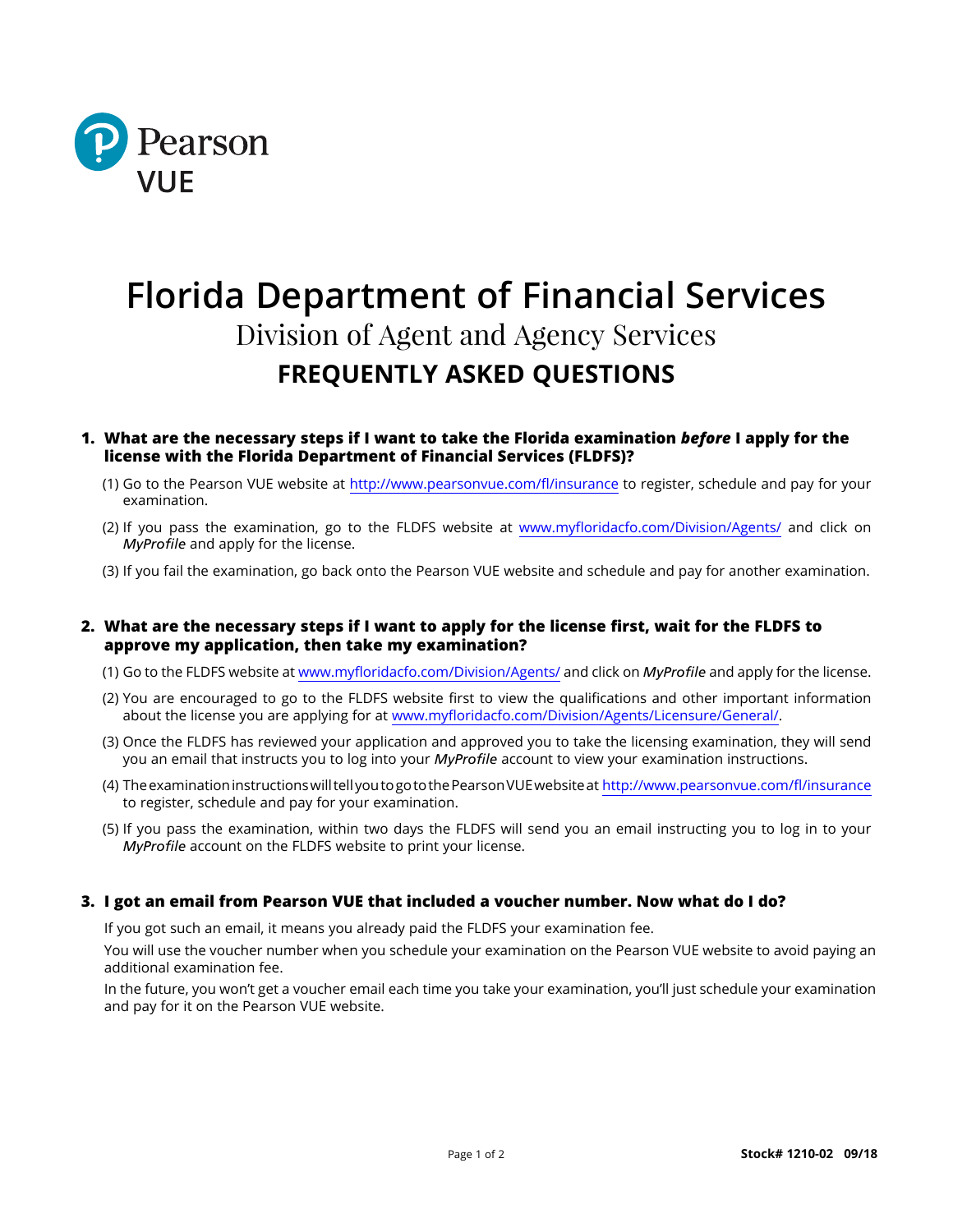Pearson VUE

# Florida Department of Financial Services

## Division of Agent and Agency Services

## FREQUENTLY ASKED QUESTIONS

**1. What are the necessary steps if I want to take the Florida examination *before* I apply for the license with the Florida Department of Financial Services (FLDFS)?**

(1) Go to the Pearson VUE website at http://www.pearsonvue.com/fl/insurance to register, schedule and pay for your examination.

(2) If you pass the examination, go to the FLDFS website at www.myfloridacfo.com/Division/Agents/ and click on *MyProfile* and apply for the license.

(3) If you fail the examination, go back onto the Pearson VUE website and schedule and pay for another examination.

**2. What are the necessary steps if I want to apply for the license first, wait for the FLDFS to approve my application, then take my examination?**

(1) Go to the FLDFS website at www.myfloridacfo.com/Division/Agents/ and click on ***MyProfile*** and apply for the license.

(2) You are encouraged to go to the FLDFS website first to view the qualifications and other important information about the license you are applying for at www.myfloridacfo.com/Division/Agents/Licensure/General/.

(3) Once the FLDFS has reviewed your application and approved you to take the licensing examination, they will send you an email that instructs you to log into your ***MyProfile*** account to view your examination instructions.

(4) The examination instructions will tell you to go to the Pearson VUE website at http://www.pearsonvue.com/fl/insurance to register, schedule and pay for your examination.

(5) If you pass the examination, within two days the FLDFS will send you an email instructing you to log in to your ***MyProfile*** account on the FLDFS website to print your license.

**3. I got an email from Pearson VUE that included a voucher number. Now what do I do?**

If you got such an email, it means you already paid the FLDFS your examination fee.

You will use the voucher number when you schedule your examination on the Pearson VUE website to avoid paying an additional examination fee.

In the future, you won't get a voucher email each time you take your examination, you'll just schedule your examination and pay for it on the Pearson VUE website.

**Stock# 1210-02 09/18**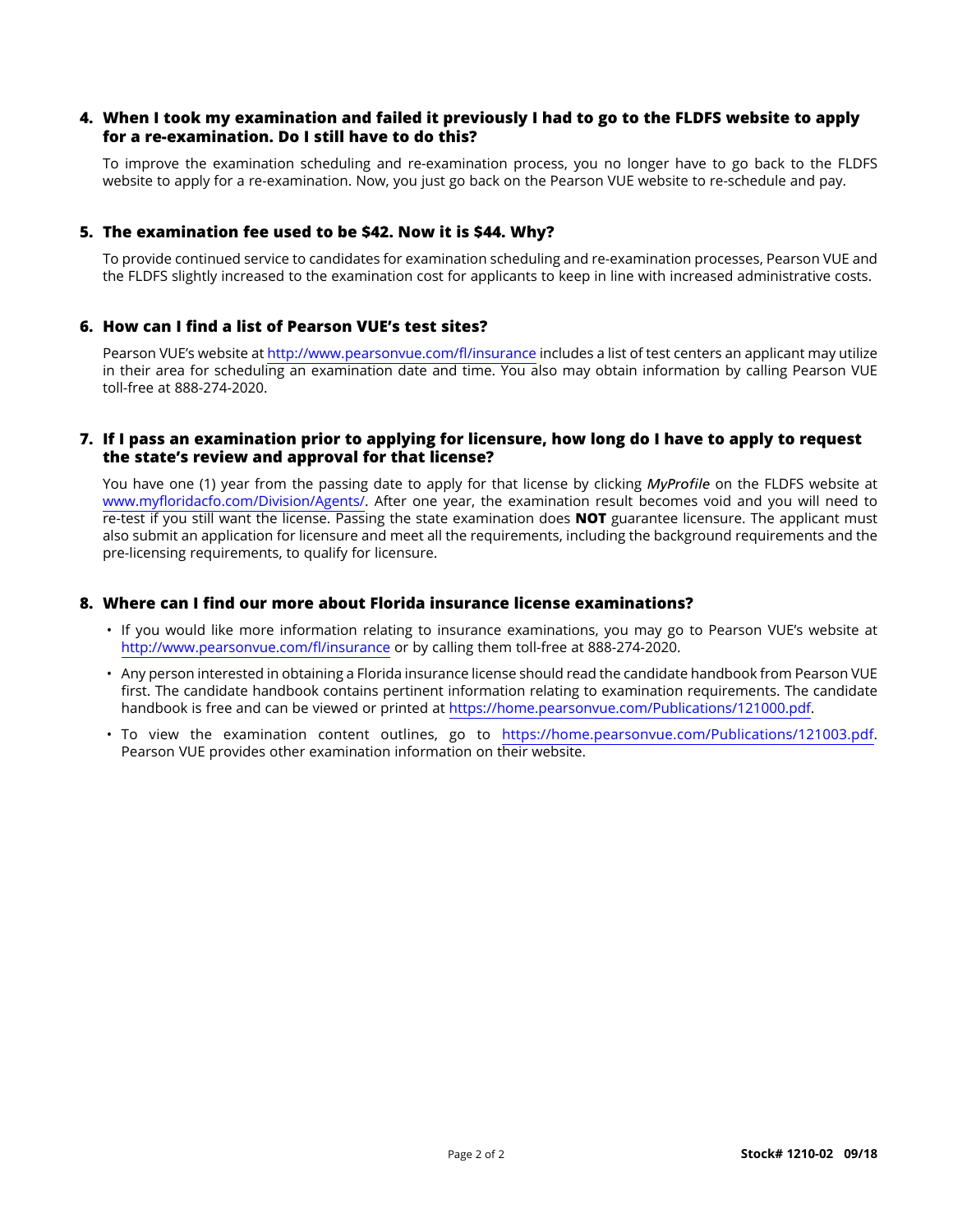**4. When I took my examination and failed it previously I had to go to the FLDFS website to apply for a re-examination. Do I still have to do this?**

To improve the examination scheduling and re-examination process, you no longer have to go back to the FLDFS website to apply for a re-examination. Now, you just go back on the Pearson VUE website to re-schedule and pay.

**5. The examination fee used to be $42. Now it is $44. Why?**

To provide continued service to candidates for examination scheduling and re-examination processes, Pearson VUE and the FLDFS slightly increased to the examination cost for applicants to keep in line with increased administrative costs.

**6. How can I find a list of Pearson VUE's test sites?**

Pearson VUE's website at http://www.pearsonvue.com/fl/insurance includes a list of test centers an applicant may utilize in their area for scheduling an examination date and time. You also may obtain information by calling Pearson VUE toll-free at 888-274-2020.

**7. If I pass an examination prior to applying for licensure, how long do I have to apply to request the state's review and approval for that license?**

You have one (1) year from the passing date to apply for that license by clicking *MyProfile* on the FLDFS website at www.myfloridacfo.com/Division/Agents/. After one year, the examination result becomes void and you will need to re-test if you still want the license. Passing the state examination does **NOT** guarantee licensure. The applicant must also submit an application for licensure and meet all the requirements, including the background requirements and the pre-licensing requirements, to qualify for licensure.

**8. Where can I find our more about Florida insurance license examinations?**

- If you would like more information relating to insurance examinations, you may go to Pearson VUE's website at http://www.pearsonvue.com/fl/insurance or by calling them toll-free at 888-274-2020.
- Any person interested in obtaining a Florida insurance license should read the candidate handbook from Pearson VUE first. The candidate handbook contains pertinent information relating to examination requirements. The candidate handbook is free and can be viewed or printed at https://home.pearsonvue.com/Publications/121000.pdf.
- To view the examination content outlines, go to https://home.pearsonvue.com/Publications/121003.pdf. Pearson VUE provides other examination information on their website.

**Stock# 1210-02 09/18**